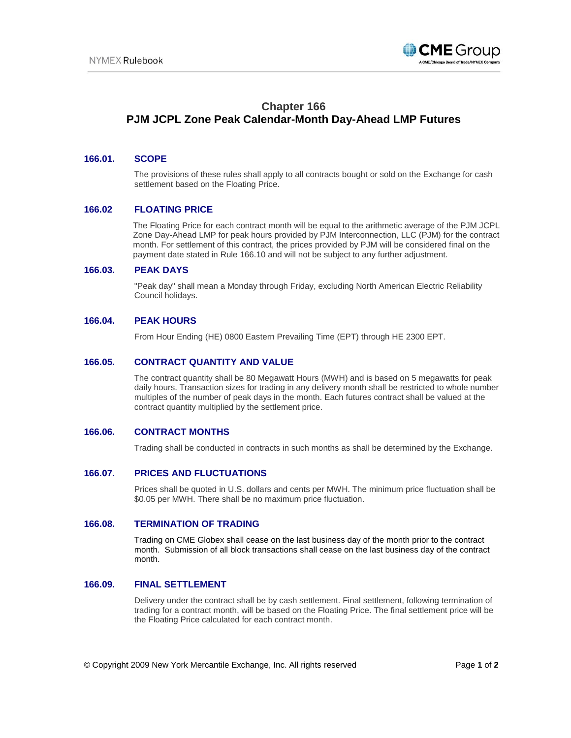# Chapter 166
# PJM JCPL Zone Peak Calendar-Month Day-Ahead LMP Futures

## 166.01. SCOPE

The provisions of these rules shall apply to all contracts bought or sold on the Exchange for cash settlement based on the Floating Price.

## 166.02 FLOATING PRICE

The Floating Price for each contract month will be equal to the arithmetic average of the PJM JCPL Zone Day-Ahead LMP for peak hours provided by PJM Interconnection, LLC (PJM) for the contract month. For settlement of this contract, the prices provided by PJM will be considered final on the payment date stated in Rule 166.10 and will not be subject to any further adjustment.

## 166.03. PEAK DAYS

"Peak day" shall mean a Monday through Friday, excluding North American Electric Reliability Council holidays.

## 166.04. PEAK HOURS

From Hour Ending (HE) 0800 Eastern Prevailing Time (EPT) through HE 2300 EPT.

## 166.05. CONTRACT QUANTITY AND VALUE

The contract quantity shall be 80 Megawatt Hours (MWH) and is based on 5 megawatts for peak daily hours. Transaction sizes for trading in any delivery month shall be restricted to whole number multiples of the number of peak days in the month. Each futures contract shall be valued at the contract quantity multiplied by the settlement price.

## 166.06. CONTRACT MONTHS

Trading shall be conducted in contracts in such months as shall be determined by the Exchange.

## 166.07. PRICES AND FLUCTUATIONS

Prices shall be quoted in U.S. dollars and cents per MWH. The minimum price fluctuation shall be $0.05 per MWH. There shall be no maximum price fluctuation.

## 166.08. TERMINATION OF TRADING

Trading on CME Globex shall cease on the last business day of the month prior to the contract month. Submission of all block transactions shall cease on the last business day of the contract month.

## 166.09. FINAL SETTLEMENT

Delivery under the contract shall be by cash settlement. Final settlement, following termination of trading for a contract month, will be based on the Floating Price. The final settlement price will be the Floating Price calculated for each contract month.

© Copyright 2009 New York Mercantile Exchange, Inc. All rights reserved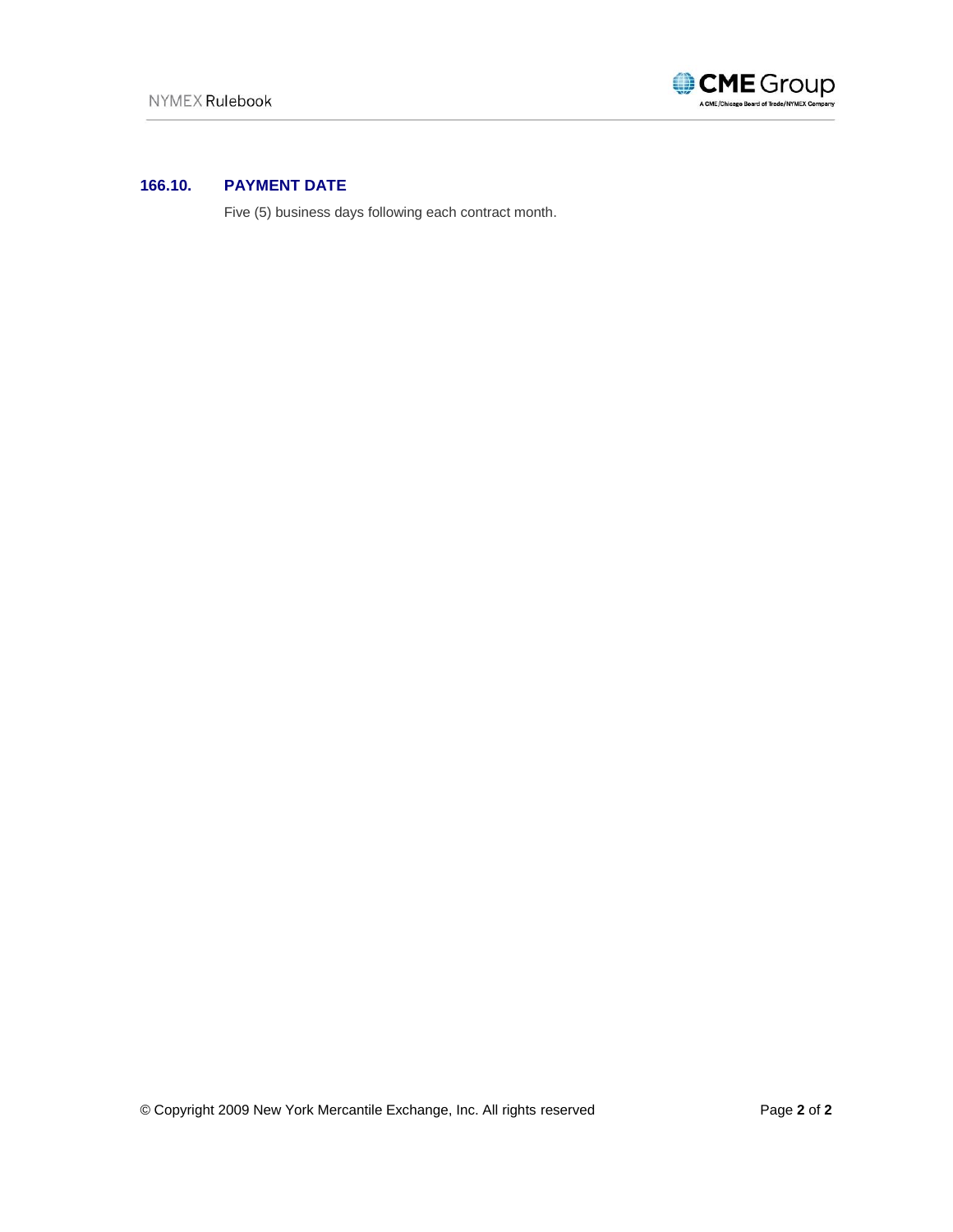### 166.10. PAYMENT DATE

Five (5) business days following each contract month.